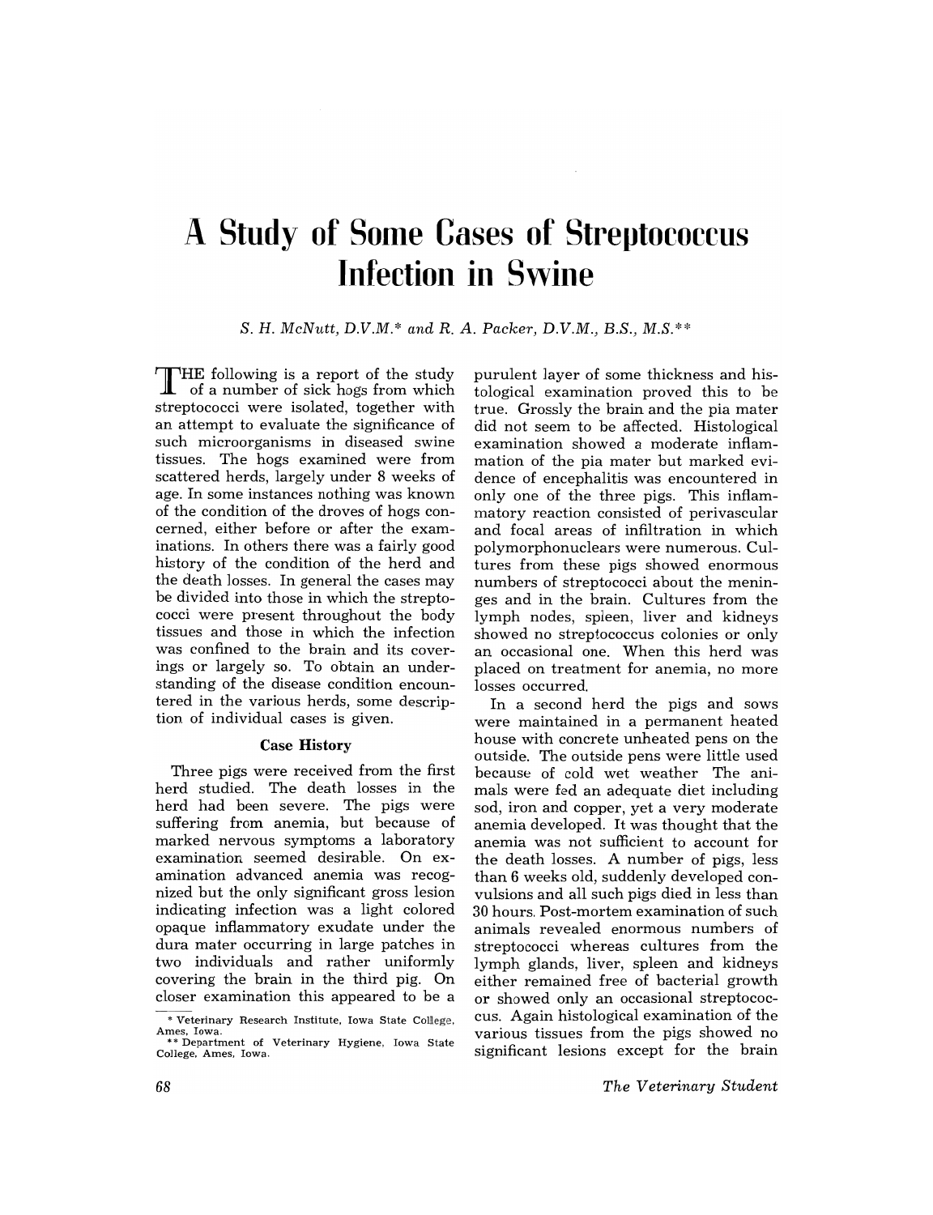# A Study of Some Cases of Streptococcus Infection in Swine

*S. H. McNutt, D.V.M.\* and R. A. Packer, D.V.M., B.S., M.S.\*\**

THE following is a report of the study of a number of sick hogs from which streptococci were isolated, together with an attempt to evaluate the significance of such microorganisms in diseased swine tissues. The hogs examined were from scattered herds, largely under 8 weeks of age. In some instances nothing was known of the condition of the droves of hogs concerned, either before or after the examinations. In others there was a fairly good history of the condition of the herd and the death losses. In general the cases may be divided into those in which the streptococci were present throughout the body tissues and those in which the infection was confined to the brain and its coverings or largely so. To obtain an understanding of the disease condition encountered in the various herds, some description of individual cases is given.

### Case History

Three pigs were received from the first herd studied. The death losses in the herd had been severe. The pigs were suffering from anemia, but because of marked nervous symptoms a laboratory examination seemed desirable. On examination advanced anemia was recognized but the only significant gross lesion indicating infection was a light colored opaque inflammatory exudate under the dura mater occurring in large patches in two individuals and rather uniformly covering the brain in the third pig. On closer examination this appeared to be a purulent layer of some thickness and histological examination proved this to be true. Grossly the brain and the pia mater did not seem to be affected. Histological examination showed a moderate inflammation of the pia mater but marked evidence of encephalitis was encountered in only one of the three pigs. This inflammatory reaction consisted of perivascular and focal areas of infiltration in which polymorphonuclears were numerous. Cultures from these pigs showed enormous numbers of streptococci about the meninges and in the brain. Cultures from the lymph nodes, spleen, liver and kidneys showed no streptococcus colonies or only an occasional one. When this herd was placed on treatment for anemia, no more losses occurred.

In a second herd the pigs and sows were maintained in a permanent heated house with concrete unheated pens on the outside. The outside pens were little used because of cold wet weather The animals were fed an adequate diet including sod, iron and copper, yet a very moderate anemia developed. It was thought that the anemia was not sufficient to account for the death losses. A number of pigs, less than 6 weeks old, suddenly developed convulsions and all such pigs died in less than 30 hours. Post-mortem examination of such animals revealed enormous numbers of streptococci whereas cultures from the lymph glands, liver, spleen and kidneys either remained free of bacterial growth or showed only an occasional streptococcus. Again histological examination of the various tissues from the pigs showed no significant lesions except for the brain

---

\* Veterinary Research Institute, Iowa State College, Ames, Iowa.

\*\* Department of Veterinary Hygiene, Iowa State College, Ames, Iowa.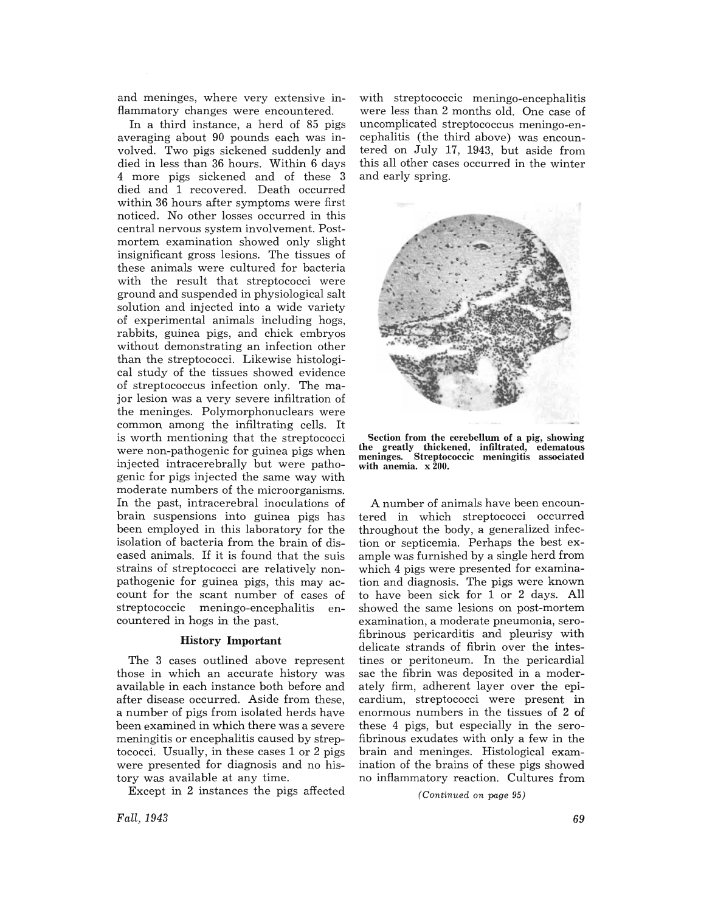and meninges, where very extensive inflammatory changes were encountered.

In a third instance, a herd of 85 pigs averaging about 90 pounds each was involved. Two pigs sickened suddenly and died in less than 36 hours. Within 6 days 4 more pigs sickened and of these 3 died and 1 recovered. Death occurred within 36 hours after symptoms were first noticed. No other losses occurred in this central nervous system involvement. Postmortem examination showed only slight insignificant gross lesions. The tissues of these animals were cultured for bacteria with the result that streptococci were ground and suspended in physiological salt solution and injected into a wide variety of experimental animals including hogs, rabbits, guinea pigs, and chick embryos without demonstrating an infection other than the streptococci. Likewise histological study of the tissues showed evidence of streptococcus infection only. The major lesion was a very severe infiltration of the meninges. Polymorphonuclears were common among the infiltrating cells. It is worth mentioning that the streptococci were non-pathogenic for guinea pigs when injected intracerebrally but were pathogenic for pigs injected the same way with moderate numbers of the microorganisms. In the past, intracerebral inoculations of brain suspensions into guinea pigs has been employed in this laboratory for the isolation of bacteria from the brain of diseased animals. If it is found that the suis strains of streptococci are relatively nonpathogenic for guinea pigs, this may account for the scant number of cases of streptococcic meningo-encephalitis encountered in hogs in the past.

### History Important

The 3 cases outlined above represent those in which an accurate history was available in each instance both before and after disease occurred. Aside from these, a number of pigs from isolated herds have been examined in which there was a severe meningitis or encephalitis caused by streptococci. Usually, in these cases 1 or 2 pigs were presented for diagnosis and no history was available at any time.

Except in 2 instances the pigs affected with streptococcic meningo-encephalitis were less than 2 months old. One case of uncomplicated streptococcus meningo-encephalitis (the third above) was encountered on July 17, 1943, but aside from this all other cases occurred in the winter and early spring.

**Section from the cerebellum of a pig, showing the greatly thickened, infiltrated, edematous meninges. Streptococcic meningitis associated with anemia. x 200.**

A number of animals have been encountered in which streptococci occurred throughout the body, a generalized infection or septicemia. Perhaps the best example was furnished by a single herd from which 4 pigs were presented for examination and diagnosis. The pigs were known to have been sick for 1 or 2 days. All showed the same lesions on post-mortem examination, a moderate pneumonia, serofibrinous pericarditis and pleurisy with delicate strands of fibrin over the intestines or peritoneum. In the pericardial sac the fibrin was deposited in a moderately firm, adherent layer over the epicardium, streptococci were present in enormous numbers in the tissues of 2 of these 4 pigs, but especially in the serofibrinous exudates with only a few in the brain and meninges. Histological examination of the brains of these pigs showed no inflammatory reaction. Cultures from

*(Continued on page 95)*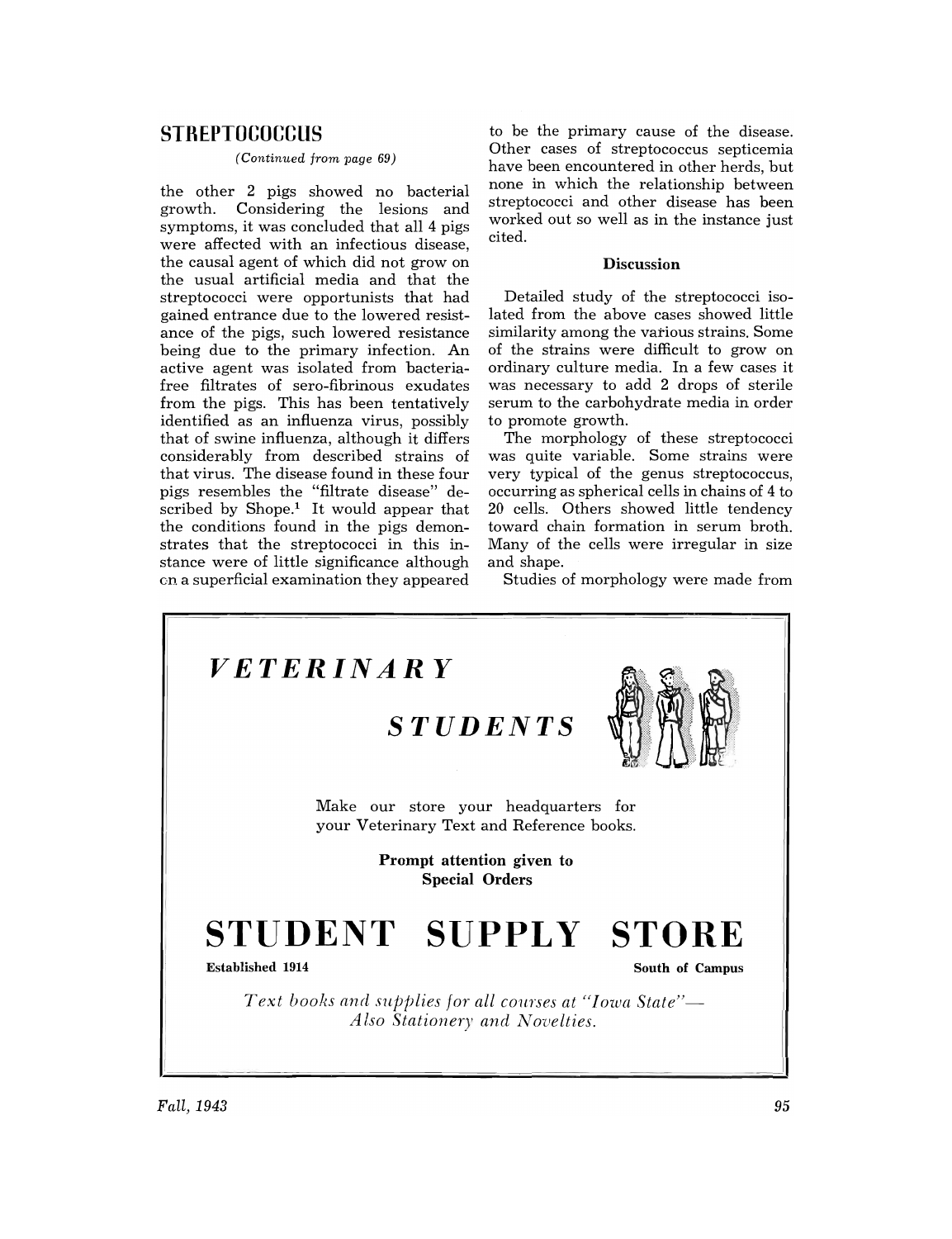## STREPTOCOCCUS

*(Continued from page 69)*

the other 2 pigs showed no bacterial growth. Considering the lesions and symptoms, it was concluded that all 4 pigs were affected with an infectious disease, the causal agent of which did not grow on the usual artificial media and that the streptococci were opportunists that had gained entrance due to the lowered resistance of the pigs, such lowered resistance being due to the primary infection. An active agent was isolated from bacteria-free filtrates of sero-fibrinous exudates from the pigs. This has been tentatively identified as an influenza virus, possibly that of swine influenza, although it differs considerably from described strains of that virus. The disease found in these four pigs resembles the "filtrate disease" described by Shope.[1] It would appear that the conditions found in the pigs demonstrates that the streptococci in this instance were of little significance although on a superficial examination they appeared to be the primary cause of the disease. Other cases of streptococcus septicemia have been encountered in other herds, but none in which the relationship between streptococci and other disease has been worked out so well as in the instance just cited.

### Discussion

Detailed study of the streptococci isolated from the above cases showed little similarity among the various strains. Some of the strains were difficult to grow on ordinary culture media. In a few cases it was necessary to add 2 drops of sterile serum to the carbohydrate media in order to promote growth.

The morphology of these streptococci was quite variable. Some strains were very typical of the genus streptococcus, occurring as spherical cells in chains of 4 to 20 cells. Others showed little tendency toward chain formation in serum broth. Many of the cells were irregular in size and shape.

Studies of morphology were made from

---

***VETERINARY***

***STUDENTS***

Make our store your headquarters for your Veterinary Text and Reference books.

**Prompt attention given to Special Orders**

# STUDENT SUPPLY STORE

**Established 1914** **South of Campus**

*Text books and supplies for all courses at "Iowa State"— Also Stationery and Novelties.*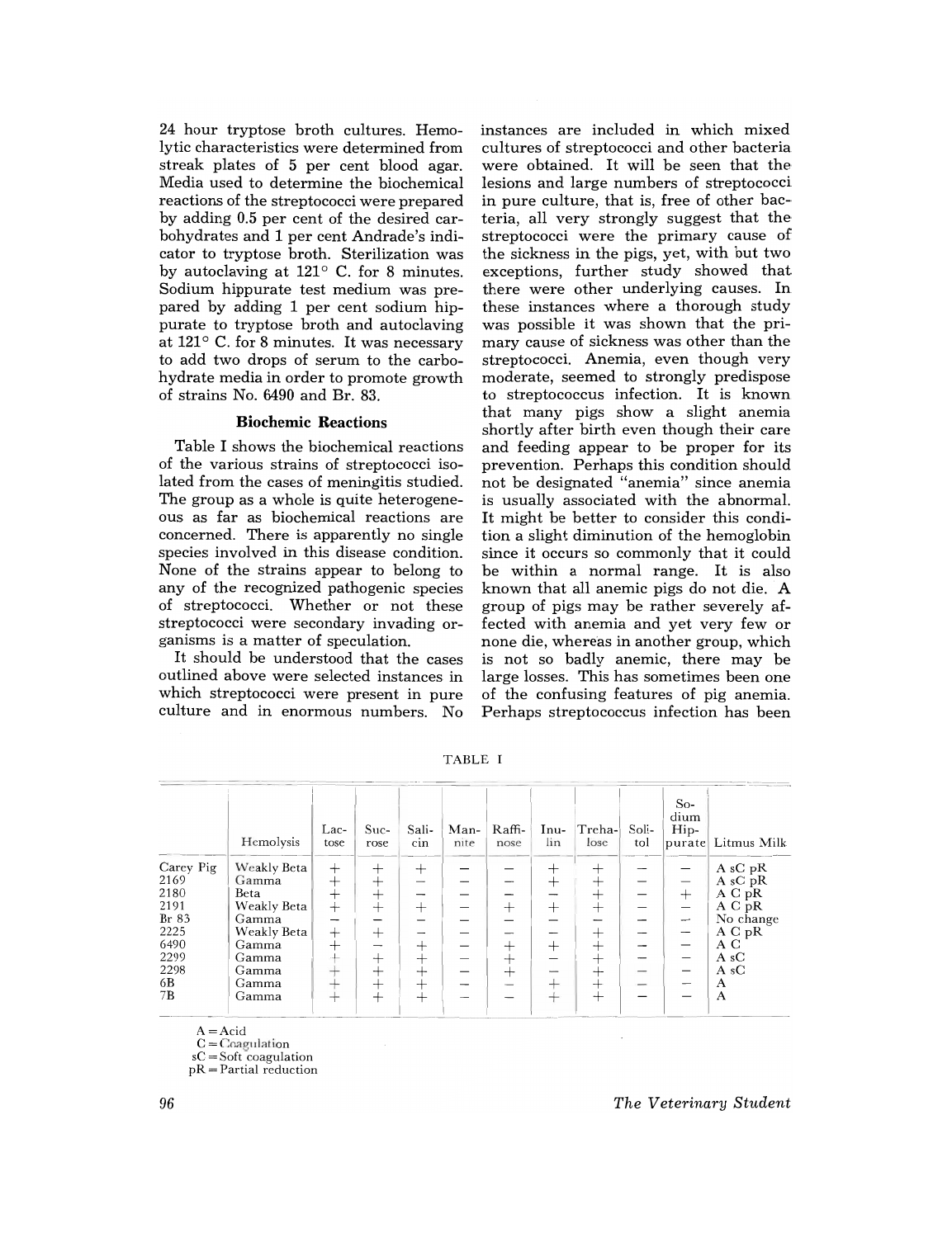24 hour tryptose broth cultures. Hemolytic characteristics were determined from streak plates of 5 per cent blood agar. Media used to determine the biochemical reactions of the streptococci were prepared by adding 0.5 per cent of the desired carbohydrates and 1 per cent Andrade's indicator to tryptose broth. Sterilization was by autoclaving at 121° C. for 8 minutes. Sodium hippurate test medium was prepared by adding 1 per cent sodium hippurate to tryptose broth and autoclaving at 121° C. for 8 minutes. It was necessary to add two drops of serum to the carbohydrate media in order to promote growth of strains No. 6490 and Br. 83.

### Biochemic Reactions

Table I shows the biochemical reactions of the various strains of streptococci isolated from the cases of meningitis studied. The group as a whole is quite heterogeneous as far as biochemical reactions are concerned. There is apparently no single species involved in this disease condition. None of the strains appear to belong to any of the recognized pathogenic species of streptococci. Whether or not these streptococci were secondary invading organisms is a matter of speculation.

It should be understood that the cases outlined above were selected instances in which streptococci were present in pure culture and in enormous numbers. No instances are included in which mixed cultures of streptococci and other bacteria were obtained. It will be seen that the lesions and large numbers of streptococci in pure culture, that is, free of other bacteria, all very strongly suggest that the streptococci were the primary cause of the sickness in the pigs, yet, with but two exceptions, further study showed that there were other underlying causes. In these instances where a thorough study was possible it was shown that the primary cause of sickness was other than the streptococci. Anemia, even though very moderate, seemed to strongly predispose to streptococcus infection. It is known that many pigs show a slight anemia shortly after birth even though their care and feeding appear to be proper for its prevention. Perhaps this condition should not be designated "anemia" since anemia is usually associated with the abnormal. It might be better to consider this condition a slight diminution of the hemoglobin since it occurs so commonly that it could be within a normal range. It is also known that all anemic pigs do not die. A group of pigs may be rather severely affected with anemia and yet very few or none die, whereas in another group, which is not so badly anemic, there may be large losses. This has sometimes been one of the confusing features of pig anemia. Perhaps streptococcus infection has been

TABLE I

| | Hemolysis | Lactose | Sucrose | Salicin | Mannite | Raffinose | Inulin | Trehalose | Solitol | Sodium Hippurate | Litmus Milk |
|---|---|---|---|---|---|---|---|---|---|---|---|
| Carey Pig | Weakly Beta | + | + | + | − | − | + | + | − | − | A sC pR |
| 2169 | Gamma | + | + | − | − | − | + | + | − | − | A sC pR |
| 2180 | Beta | + | + | − | − | − | − | + | − | + | A C pR |
| 2191 | Weakly Beta | + | + | + | − | + | + | + | − | − | A C pR |
| Br 83 | Gamma | − | − | − | − | − | − | − | − | − | No change |
| 2225 | Weakly Beta | + | + | − | − | − | − | + | − | − | A C pR |
| 6490 | Gamma | + | − | + | − | + | + | + | − | − | A C |
| 2299 | Gamma | + | + | + | − | + | − | + | − | − | A sC |
| 2298 | Gamma | + | + | + | − | + | − | + | − | − | A sC |
| 6B | Gamma | + | + | + | − | − | + | + | − | − | A |
| 7B | Gamma | + | + | + | − | − | + | + | − | − | A |

A = Acid
C = Coagulation
sC = Soft coagulation
pR = Partial reduction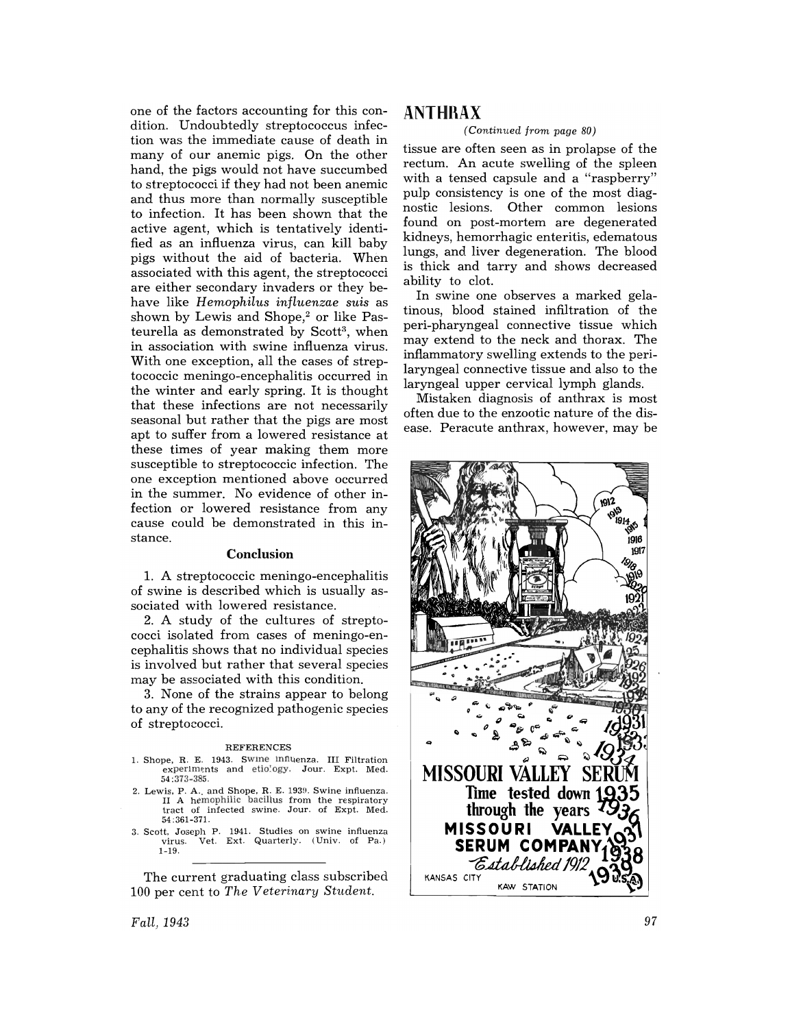one of the factors accounting for this condition. Undoubtedly streptococcus infection was the immediate cause of death in many of our anemic pigs. On the other hand, the pigs would not have succumbed to streptococci if they had not been anemic and thus more than normally susceptible to infection. It has been shown that the active agent, which is tentatively identified as an influenza virus, can kill baby pigs without the aid of bacteria. When associated with this agent, the streptococci are either secondary invaders or they behave like *Hemophilus influenzae suis* as shown by Lewis and Shope,[2] or like Pasteurella as demonstrated by Scott[3], when in association with swine influenza virus. With one exception, all the cases of streptococcic meningo-encephalitis occurred in the winter and early spring. It is thought that these infections are not necessarily seasonal but rather that the pigs are most apt to suffer from a lowered resistance at these times of year making them more susceptible to streptococcic infection. The one exception mentioned above occurred in the summer. No evidence of other infection or lowered resistance from any cause could be demonstrated in this instance.

### Conclusion

1. A streptococcic meningo-encephalitis of swine is described which is usually associated with lowered resistance.

2. A study of the cultures of streptococci isolated from cases of meningo-encephalitis shows that no individual species is involved but rather that several species may be associated with this condition.

3. None of the strains appear to belong to any of the recognized pathogenic species of streptococci.

REFERENCES

1. Shope, R. E. 1943. Swine influenza. III Filtration experiments and etiology. Jour. Expt. Med. 54:373-385.
2. Lewis, P. A., and Shope, R. E. 1939. Swine influenza. II A hemophilic bacillus from the respiratory tract of infected swine. Jour. of Expt. Med. 54:361-371.
3. Scott, Joseph P. 1941. Studies on swine influenza virus. Vet. Ext. Quarterly. (Univ. of Pa.) 1-19.

---

The current graduating class subscribed 100 per cent to *The Veterinary Student.*

## ANTHRAX

*(Continued from page 80)*

tissue are often seen as in prolapse of the rectum. An acute swelling of the spleen with a tensed capsule and a "raspberry" pulp consistency is one of the most diagnostic lesions. Other common lesions found on post-mortem are degenerated kidneys, hemorrhagic enteritis, edematous lungs, and liver degeneration. The blood is thick and tarry and shows decreased ability to clot.

In swine one observes a marked gelatinous, blood stained infiltration of the peri-pharyngeal connective tissue which may extend to the neck and thorax. The inflammatory swelling extends to the perilaryngeal connective tissue and also to the laryngeal upper cervical lymph glands.

Mistaken diagnosis of anthrax is most often due to the enzootic nature of the disease. Peracute anthrax, however, may be

**MISSOURI VALLEY SERUM**

Time tested down through the years

**MISSOURI VALLEY SERUM COMPANY**

*Established 1912*

KANSAS CITY KAW STATION U.S.A.

1912 1913 1914 1915 1916 1917 1918 1919 1920 1921 1922 1923 1924 1925 1926 1927 1928 1929 1930 1931 1932 1933 1934 1935 1936 1937 1938 1939